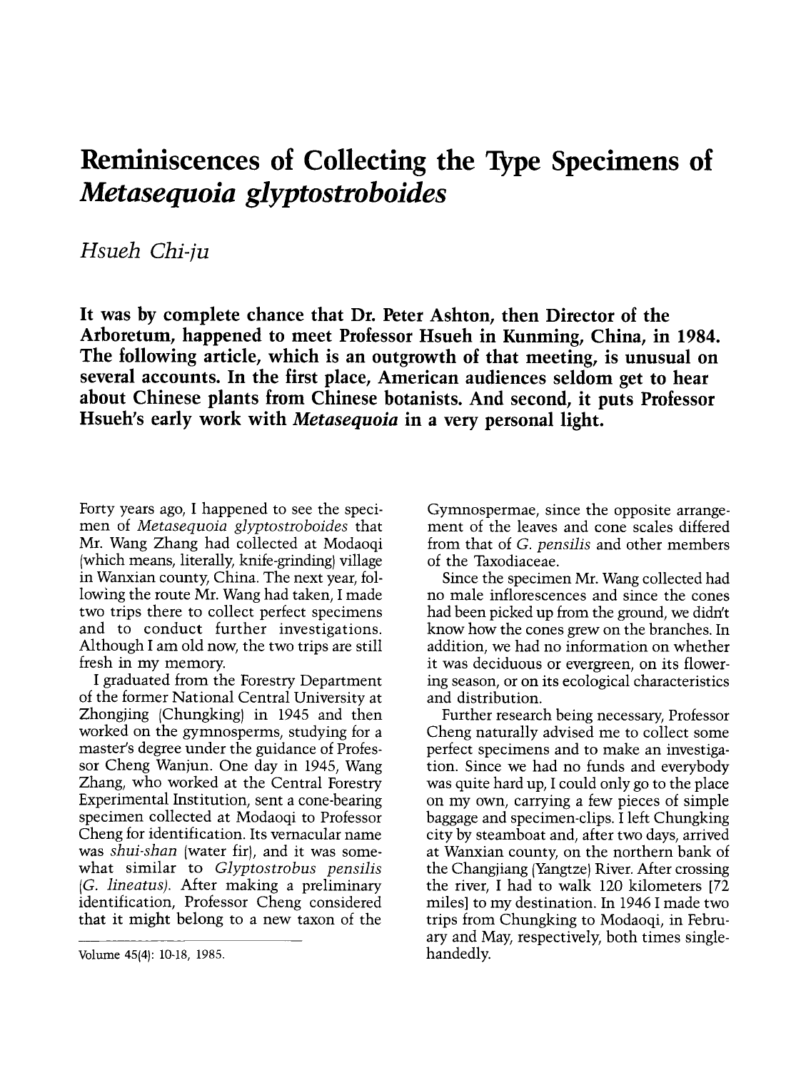# Reminiscences of Collecting the Type Specimens of *Metasequoia glyptostroboides*

*Hsueh Chi-ju*

**It was by complete chance that Dr. Peter Ashton, then Director of the Arboretum, happened to meet Professor Hsueh in Kunming, China, in 1984. The following article, which is an outgrowth of that meeting, is unusual on several accounts. In the first place, American audiences seldom get to hear about Chinese plants from Chinese botanists. And second, it puts Professor Hsueh's early work with *Metasequoia* in a very personal light.**

Forty years ago, I happened to see the specimen of *Metasequoia glyptostroboides* that Mr. Wang Zhang had collected at Modaoqi (which means, literally, knife-grinding) village in Wanxian county, China. The next year, following the route Mr. Wang had taken, I made two trips there to collect perfect specimens and to conduct further investigations. Although I am old now, the two trips are still fresh in my memory.

I graduated from the Forestry Department of the former National Central University at Zhongjing (Chungking) in 1945 and then worked on the gymnosperms, studying for a master's degree under the guidance of Professor Cheng Wanjun. One day in 1945, Wang Zhang, who worked at the Central Forestry Experimental Institution, sent a cone-bearing specimen collected at Modaoqi to Professor Cheng for identification. Its vernacular name was *shui-shan* (water fir), and it was somewhat similar to *Glyptostrobus pensilis* (*G. lineatus*). After making a preliminary identification, Professor Cheng considered that it might belong to a new taxon of the Gymnospermae, since the opposite arrangement of the leaves and cone scales differed from that of *G. pensilis* and other members of the Taxodiaceae.

Since the specimen Mr. Wang collected had no male inflorescences and since the cones had been picked up from the ground, we didn't know how the cones grew on the branches. In addition, we had no information on whether it was deciduous or evergreen, on its flowering season, or on its ecological characteristics and distribution.

Further research being necessary, Professor Cheng naturally advised me to collect some perfect specimens and to make an investigation. Since we had no funds and everybody was quite hard up, I could only go to the place on my own, carrying a few pieces of simple baggage and specimen-clips. I left Chungking city by steamboat and, after two days, arrived at Wanxian county, on the northern bank of the Changjiang (Yangtze) River. After crossing the river, I had to walk 120 kilometers [72 miles] to my destination. In 1946 I made two trips from Chungking to Modaoqi, in February and May, respectively, both times single-handedly.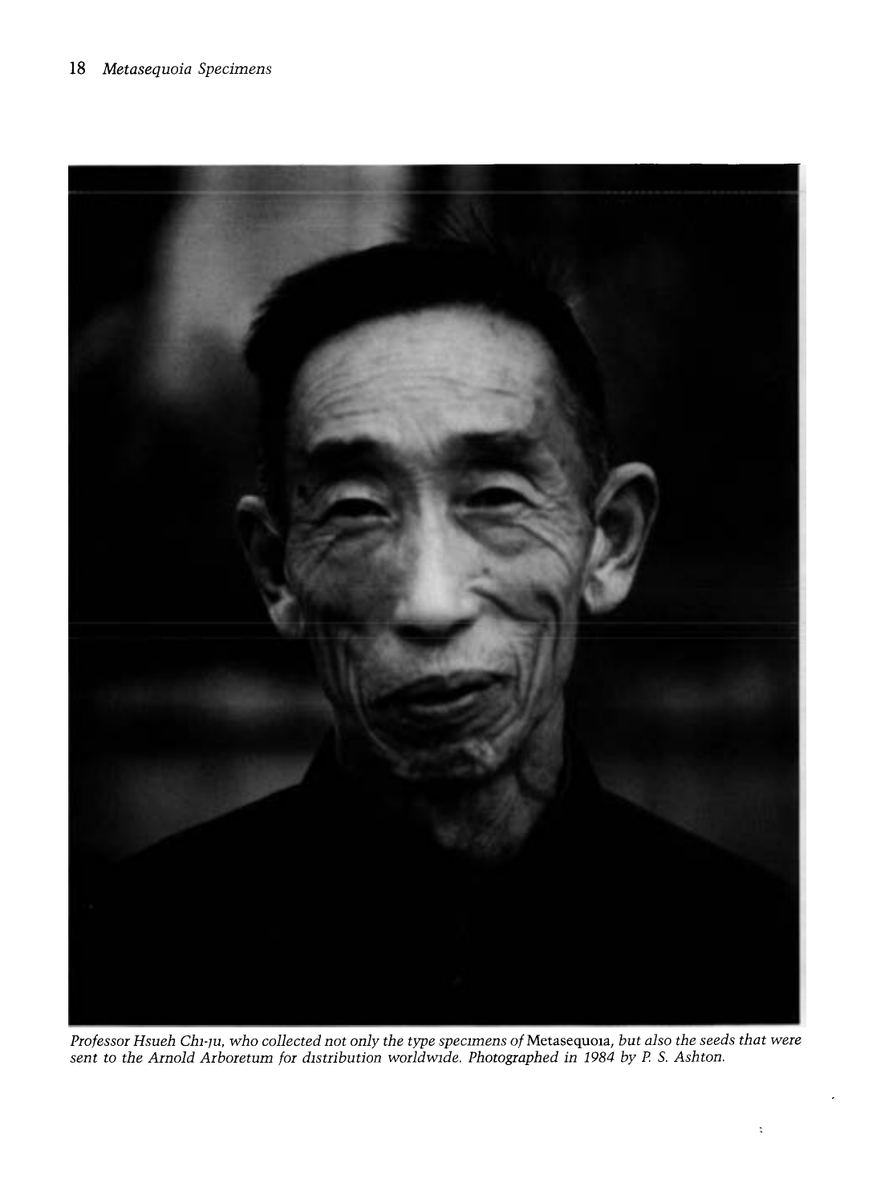*Professor Hsueh Chi-ju, who collected not only the type specimens of* Metasequoia, *but also the seeds that were sent to the Arnold Arboretum for distribution worldwide. Photographed in 1984 by P. S. Ashton.*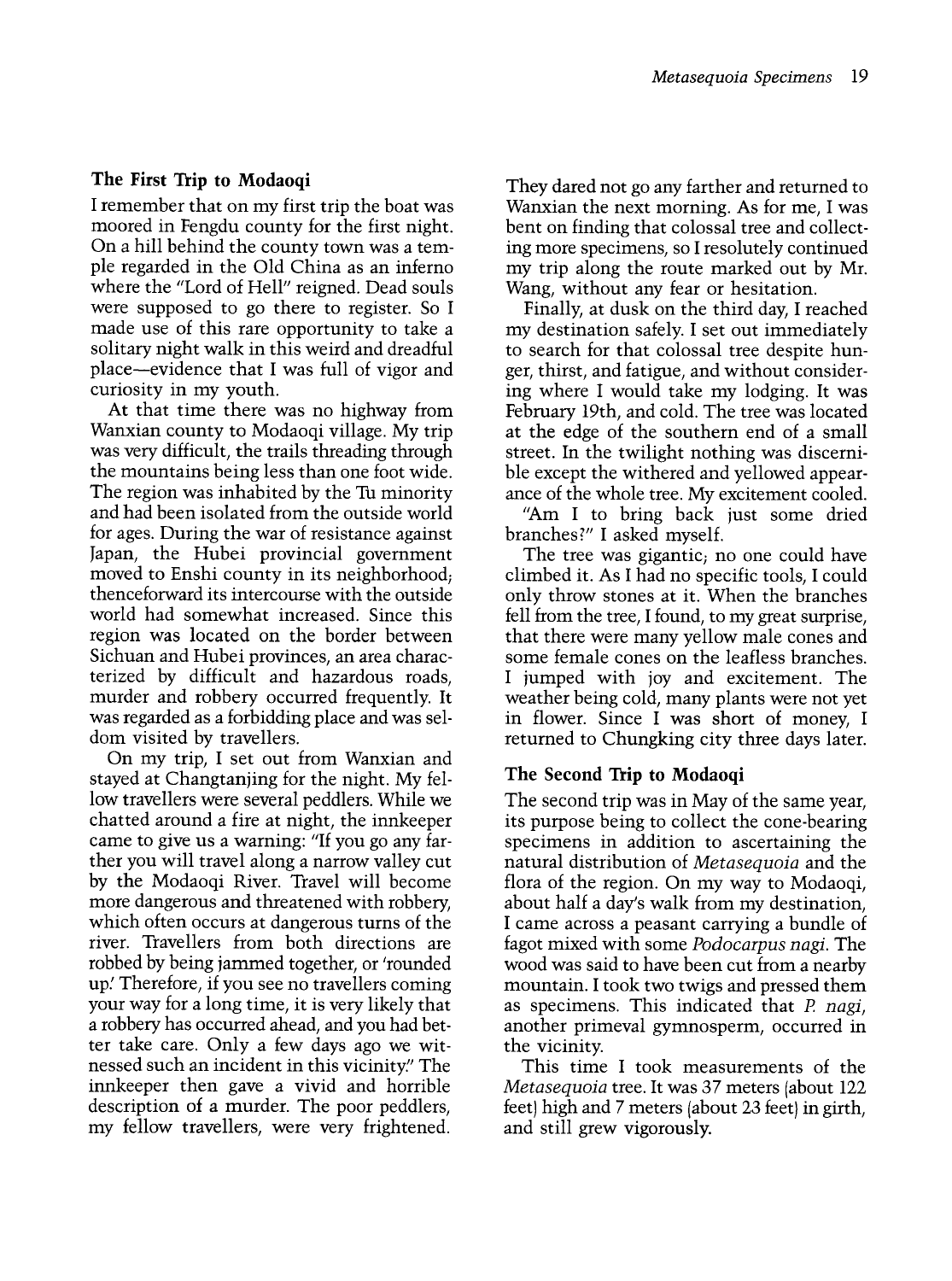## The First Trip to Modaoqi

I remember that on my first trip the boat was moored in Fengdu county for the first night. On a hill behind the county town was a temple regarded in the Old China as an inferno where the "Lord of Hell" reigned. Dead souls were supposed to go there to register. So I made use of this rare opportunity to take a solitary night walk in this weird and dreadful place—evidence that I was full of vigor and curiosity in my youth.

At that time there was no highway from Wanxian county to Modaoqi village. My trip was very difficult, the trails threading through the mountains being less than one foot wide. The region was inhabited by the Tu minority and had been isolated from the outside world for ages. During the war of resistance against Japan, the Hubei provincial government moved to Enshi county in its neighborhood; thenceforward its intercourse with the outside world had somewhat increased. Since this region was located on the border between Sichuan and Hubei provinces, an area characterized by difficult and hazardous roads, murder and robbery occurred frequently. It was regarded as a forbidding place and was seldom visited by travellers.

On my trip, I set out from Wanxian and stayed at Changtanjing for the night. My fellow travellers were several peddlers. While we chatted around a fire at night, the innkeeper came to give us a warning: "If you go any farther you will travel along a narrow valley cut by the Modaoqi River. Travel will become more dangerous and threatened with robbery, which often occurs at dangerous turns of the river. Travellers from both directions are robbed by being jammed together, or 'rounded up.' Therefore, if you see no travellers coming your way for a long time, it is very likely that a robbery has occurred ahead, and you had better take care. Only a few days ago we witnessed such an incident in this vicinity." The innkeeper then gave a vivid and horrible description of a murder. The poor peddlers, my fellow travellers, were very frightened. They dared not go any farther and returned to Wanxian the next morning. As for me, I was bent on finding that colossal tree and collecting more specimens, so I resolutely continued my trip along the route marked out by Mr. Wang, without any fear or hesitation.

Finally, at dusk on the third day, I reached my destination safely. I set out immediately to search for that colossal tree despite hunger, thirst, and fatigue, and without considering where I would take my lodging. It was February 19th, and cold. The tree was located at the edge of the southern end of a small street. In the twilight nothing was discernible except the withered and yellowed appearance of the whole tree. My excitement cooled.

"Am I to bring back just some dried branches?" I asked myself.

The tree was gigantic; no one could have climbed it. As I had no specific tools, I could only throw stones at it. When the branches fell from the tree, I found, to my great surprise, that there were many yellow male cones and some female cones on the leafless branches. I jumped with joy and excitement. The weather being cold, many plants were not yet in flower. Since I was short of money, I returned to Chungking city three days later.

## The Second Trip to Modaoqi

The second trip was in May of the same year, its purpose being to collect the cone-bearing specimens in addition to ascertaining the natural distribution of *Metasequoia* and the flora of the region. On my way to Modaoqi, about half a day's walk from my destination, I came across a peasant carrying a bundle of fagot mixed with some *Podocarpus nagi*. The wood was said to have been cut from a nearby mountain. I took two twigs and pressed them as specimens. This indicated that *P. nagi*, another primeval gymnosperm, occurred in the vicinity.

This time I took measurements of the *Metasequoia* tree. It was 37 meters (about 122 feet) high and 7 meters (about 23 feet) in girth, and still grew vigorously.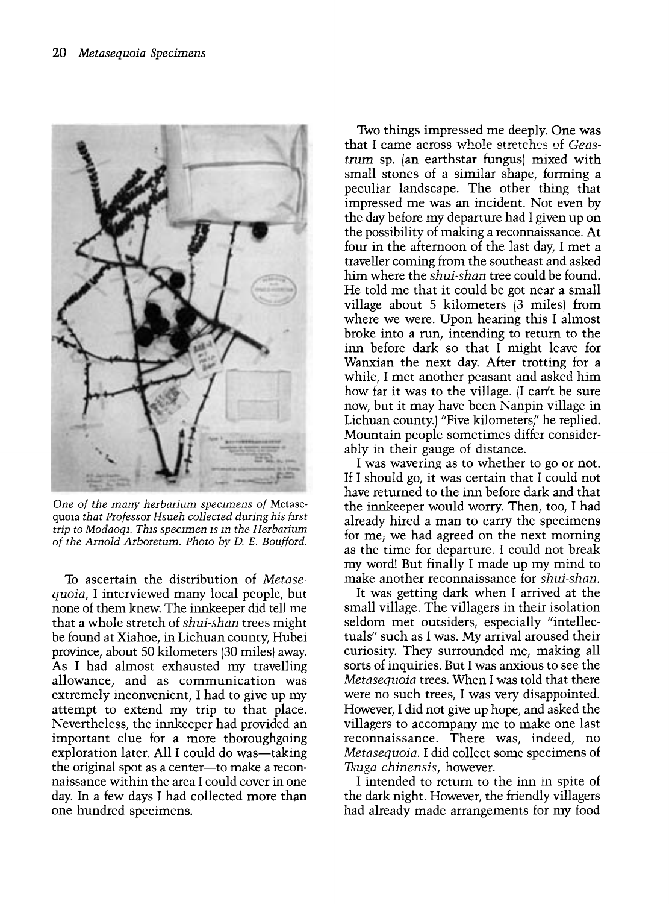*One of the many herbarium specimens of* Metasequoia *that Professor Hsueh collected during his first trip to Modaoqi. This specimen is in the Herbarium of the Arnold Arboretum. Photo by D. E. Boufford.*

To ascertain the distribution of *Metasequoia*, I interviewed many local people, but none of them knew. The innkeeper did tell me that a whole stretch of *shui-shan* trees might be found at Xiahoe, in Lichuan county, Hubei province, about 50 kilometers (30 miles) away. As I had almost exhausted my travelling allowance, and as communication was extremely inconvenient, I had to give up my attempt to extend my trip to that place. Nevertheless, the innkeeper had provided an important clue for a more thoroughgoing exploration later. All I could do was—taking the original spot as a center—to make a reconnaissance within the area I could cover in one day. In a few days I had collected more than one hundred specimens.

Two things impressed me deeply. One was that I came across whole stretches of *Geastrum* sp. (an earthstar fungus) mixed with small stones of a similar shape, forming a peculiar landscape. The other thing that impressed me was an incident. Not even by the day before my departure had I given up on the possibility of making a reconnaissance. At four in the afternoon of the last day, I met a traveller coming from the southeast and asked him where the *shui-shan* tree could be found. He told me that it could be got near a small village about 5 kilometers (3 miles) from where we were. Upon hearing this I almost broke into a run, intending to return to the inn before dark so that I might leave for Wanxian the next day. After trotting for a while, I met another peasant and asked him how far it was to the village. (I can't be sure now, but it may have been Nanpin village in Lichuan county.) "Five kilometers," he replied. Mountain people sometimes differ considerably in their gauge of distance.

I was wavering as to whether to go or not. If I should go, it was certain that I could not have returned to the inn before dark and that the innkeeper would worry. Then, too, I had already hired a man to carry the specimens for me; we had agreed on the next morning as the time for departure. I could not break my word! But finally I made up my mind to make another reconnaissance for *shui-shan*.

It was getting dark when I arrived at the small village. The villagers in their isolation seldom met outsiders, especially "intellectuals" such as I was. My arrival aroused their curiosity. They surrounded me, making all sorts of inquiries. But I was anxious to see the *Metasequoia* trees. When I was told that there were no such trees, I was very disappointed. However, I did not give up hope, and asked the villagers to accompany me to make one last reconnaissance. There was, indeed, no *Metasequoia*. I did collect some specimens of *Tsuga chinensis*, however.

I intended to return to the inn in spite of the dark night. However, the friendly villagers had already made arrangements for my food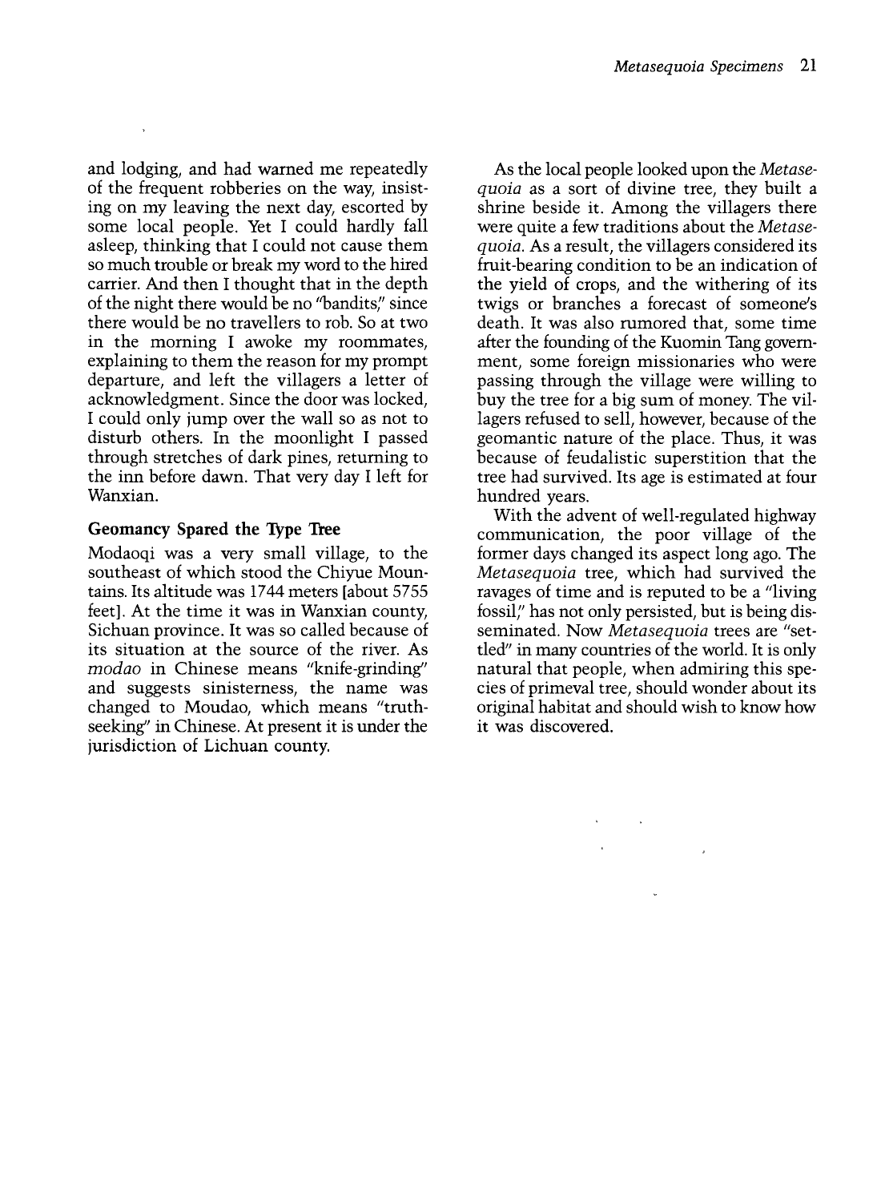and lodging, and had warned me repeatedly of the frequent robberies on the way, insisting on my leaving the next day, escorted by some local people. Yet I could hardly fall asleep, thinking that I could not cause them so much trouble or break my word to the hired carrier. And then I thought that in the depth of the night there would be no "bandits," since there would be no travellers to rob. So at two in the morning I awoke my roommates, explaining to them the reason for my prompt departure, and left the villagers a letter of acknowledgment. Since the door was locked, I could only jump over the wall so as not to disturb others. In the moonlight I passed through stretches of dark pines, returning to the inn before dawn. That very day I left for Wanxian.

### Geomancy Spared the Type Tree

Modaoqi was a very small village, to the southeast of which stood the Chiyue Mountains. Its altitude was 1744 meters [about 5755 feet]. At the time it was in Wanxian county, Sichuan province. It was so called because of its situation at the source of the river. As *modao* in Chinese means "knife-grinding" and suggests sinisterness, the name was changed to Moudao, which means "truth-seeking" in Chinese. At present it is under the jurisdiction of Lichuan county.

As the local people looked upon the *Metasequoia* as a sort of divine tree, they built a shrine beside it. Among the villagers there were quite a few traditions about the *Metasequoia*. As a result, the villagers considered its fruit-bearing condition to be an indication of the yield of crops, and the withering of its twigs or branches a forecast of someone's death. It was also rumored that, some time after the founding of the Kuomin Tang government, some foreign missionaries who were passing through the village were willing to buy the tree for a big sum of money. The villagers refused to sell, however, because of the geomantic nature of the place. Thus, it was because of feudalistic superstition that the tree had survived. Its age is estimated at four hundred years.

With the advent of well-regulated highway communication, the poor village of the former days changed its aspect long ago. The *Metasequoia* tree, which had survived the ravages of time and is reputed to be a "living fossil," has not only persisted, but is being disseminated. Now *Metasequoia* trees are "settled" in many countries of the world. It is only natural that people, when admiring this species of primeval tree, should wonder about its original habitat and should wish to know how it was discovered.